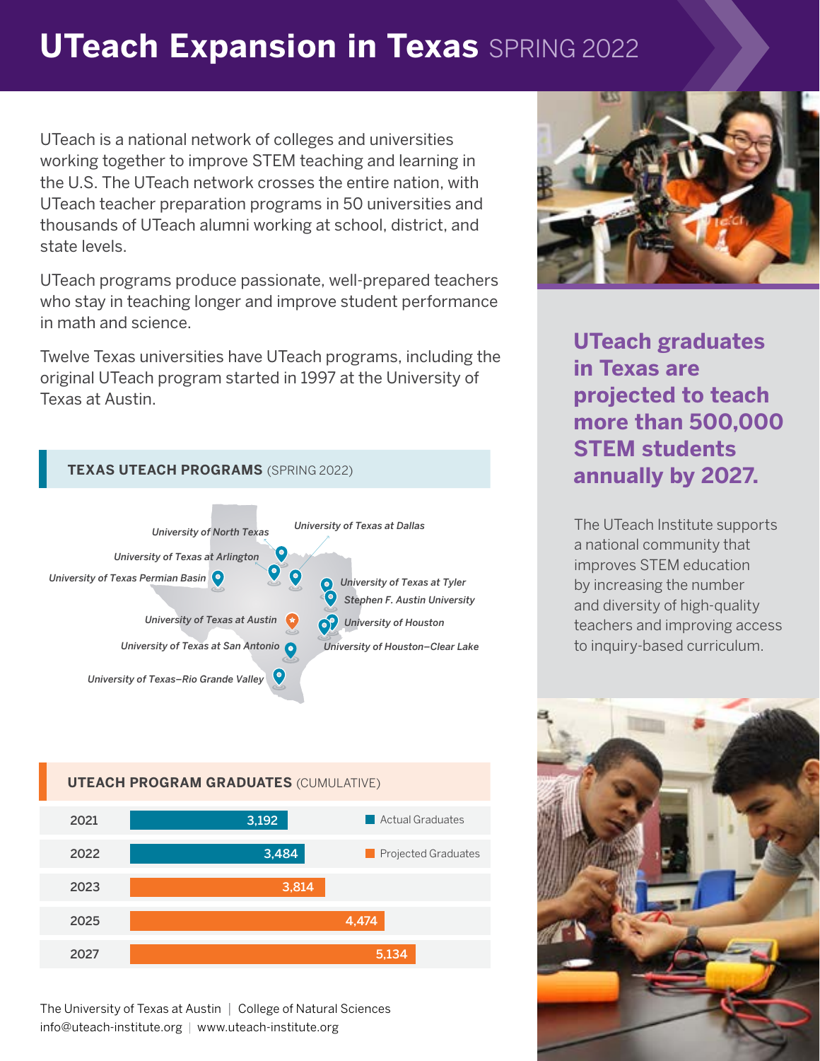# UTeach Expansion in Texas SPRING 2022

UTeach is a national network of colleges and universities working together to improve STEM teaching and learning in the U.S. The UTeach network crosses the entire nation, with UTeach teacher preparation programs in 50 universities and thousands of UTeach alumni working at school, district, and state levels.

UTeach programs produce passionate, well-prepared teachers who stay in teaching longer and improve student performance in math and science.

Twelve Texas universities have UTeach programs, including the original UTeach program started in 1997 at the University of Texas at Austin.

## TEXAS UTEACH PROGRAMS (SPRING 2022)

- *University of North Texas*
- *University of Texas at Dallas*
- *University of Texas at Arlington*
- *University of Texas Permian Basin*
- *University of Texas at Tyler*
- *Stephen F. Austin University*
- *University of Texas at Austin*
- *University of Houston*
- *University of Texas at San Antonio*
- *University of Houston–Clear Lake*
- *University of Texas–Rio Grande Valley*

## UTEACH PROGRAM GRADUATES (CUMULATIVE)

| Year | Graduates | Type |
| --- | --- | --- |
| 2021 | 3,192 | Actual Graduates |
| 2022 | 3,484 | Actual Graduates |
| 2023 | 3,814 | Projected Graduates |
| 2025 | 4,474 | Projected Graduates |
| 2027 | 5,134 | Projected Graduates |

**UTeach graduates in Texas are projected to teach more than 500,000 STEM students annually by 2027.**

The UTeach Institute supports a national community that improves STEM education by increasing the number and diversity of high-quality teachers and improving access to inquiry-based curriculum.

The University of Texas at Austin | College of Natural Sciences
info@uteach-institute.org | www.uteach-institute.org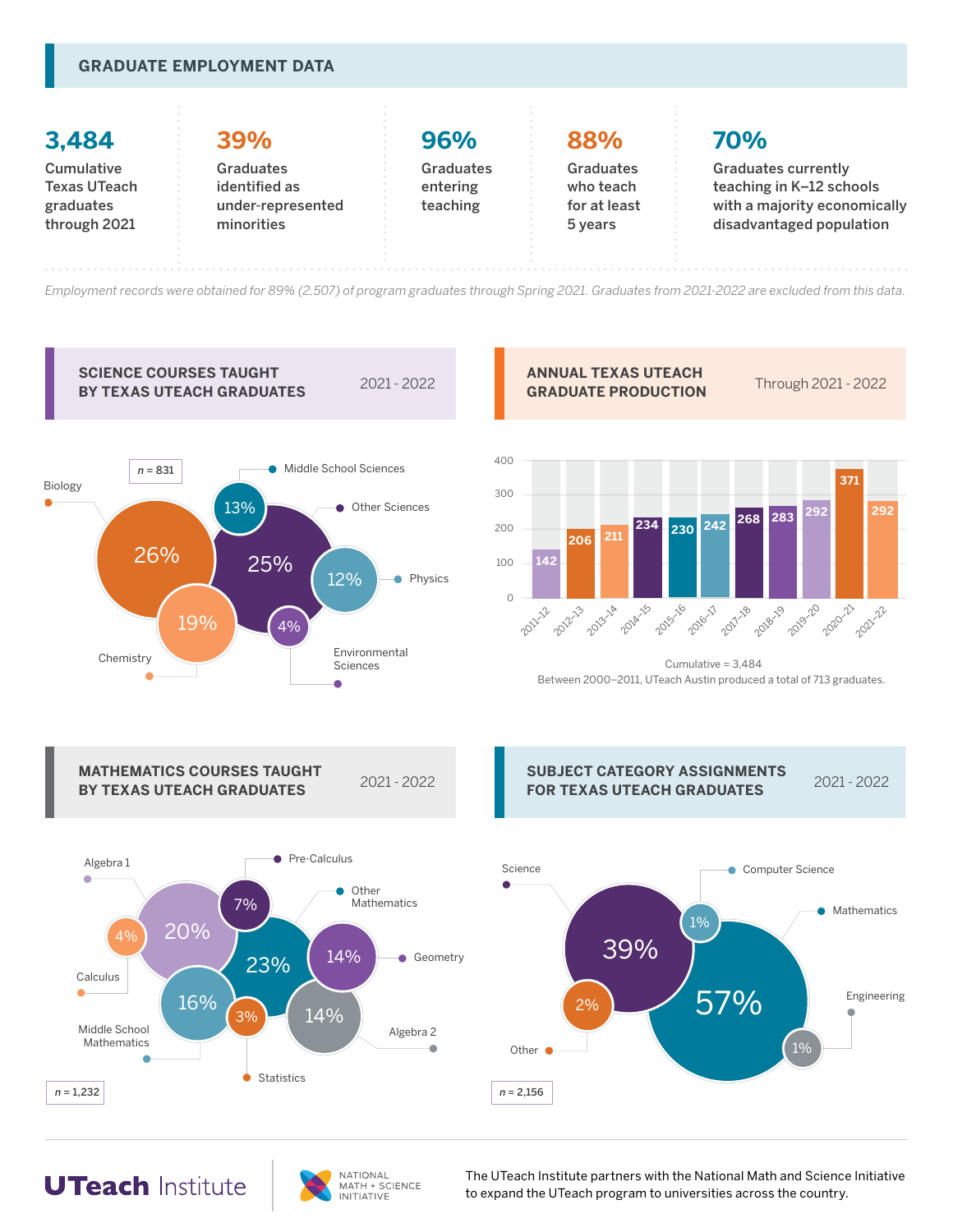## GRADUATE EMPLOYMENT DATA

**3,484**
Cumulative Texas UTeach graduates through 2021

**39%**
Graduates identified as under-represented minorities

**96%**
Graduates entering teaching

**88%**
Graduates who teach for at least 5 years

**70%**
Graduates currently teaching in K–12 schools with a majority economically disadvantaged population

*Employment records were obtained for 89% (2,507) of program graduates through Spring 2021. Graduates from 2021-2022 are excluded from this data.*

## SCIENCE COURSES TAUGHT BY TEXAS UTEACH GRADUATES

2021 - 2022

n = 831

Biology 26%
Middle School Sciences 13%
Other Sciences 25%
Physics 12%
Chemistry 19%
Environmental Sciences 4%

## ANNUAL TEXAS UTEACH GRADUATE PRODUCTION

Through 2021 - 2022

400
300
200
100
0

2011–12: 142
2012–13: 206
2013–14: 211
2014–15: 234
2015–16: 230
2016–17: 242
2017–18: 268
2018–19: 283
2019–20: 292
2020–21: 371
2021–22: 292

Cumulative = 3,484

Between 2000–2011, UTeach Austin produced a total of 713 graduates.

## MATHEMATICS COURSES TAUGHT BY TEXAS UTEACH GRADUATES

2021 - 2022

n = 1,232

Algebra 1 20%
Pre-Calculus 7%
Other Mathematics 23%
Geometry 14%
Calculus 4%
Middle School Mathematics 16%
Statistics 3%
Algebra 2 14%

## SUBJECT CATEGORY ASSIGNMENTS FOR TEXAS UTEACH GRADUATES

2021 - 2022

n = 2,156

Science 39%
Computer Science 1%
Mathematics 57%
Engineering 1%
Other 2%

**UTeach** Institute

NATIONAL MATH + SCIENCE INITIATIVE

The UTeach Institute partners with the National Math and Science Initiative to expand the UTeach program to universities across the country.